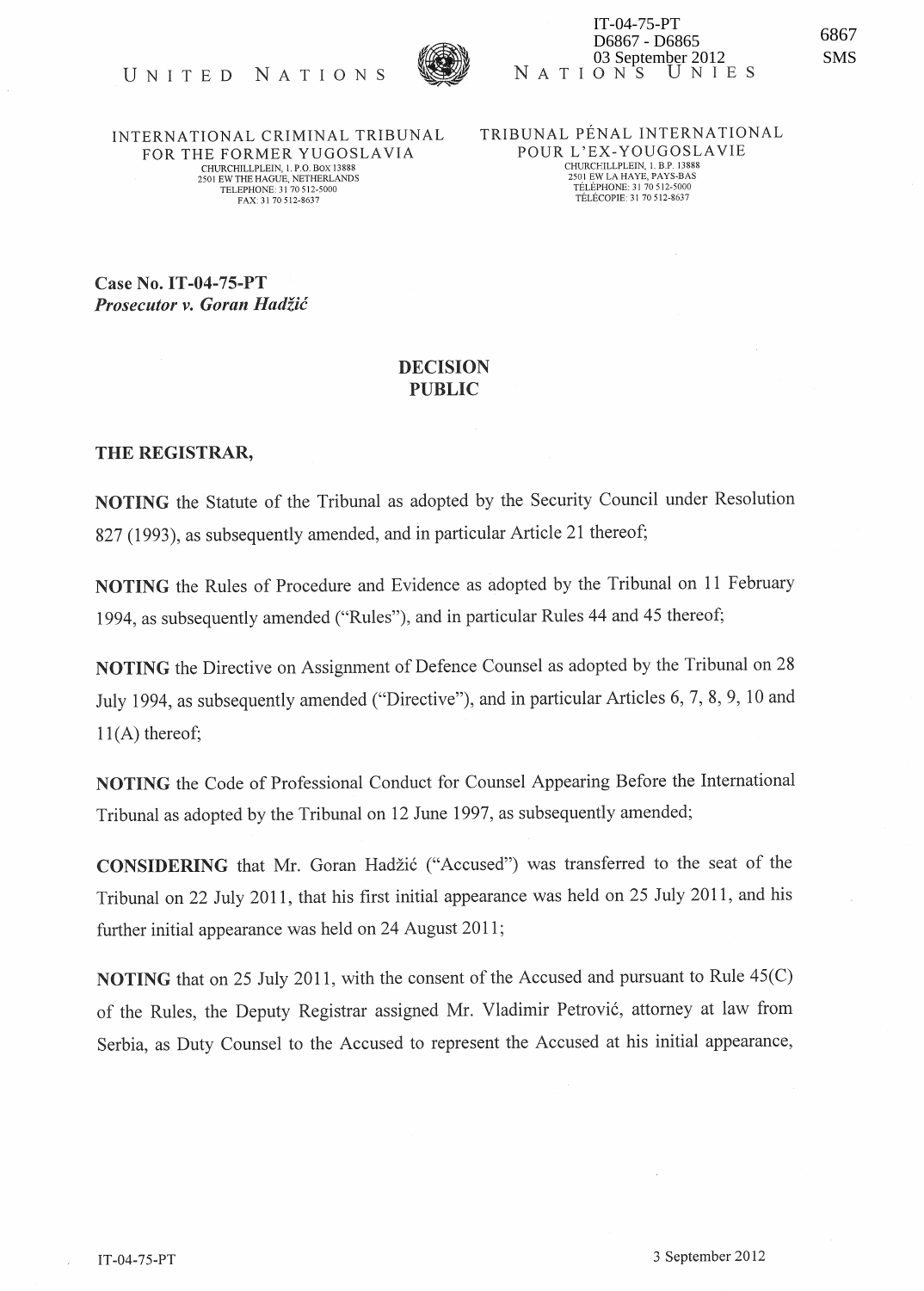UNITED NATIONS — NATIONS UNIES

IT-04-75-PT
D6867 - D6865
03 September 2012

6867
SMS

INTERNATIONAL CRIMINAL TRIBUNAL FOR THE FORMER YUGOSLAVIA
CHURCHILLPLEIN, 1. P.O. BOX 13888
2501 EW THE HAGUE, NETHERLANDS
TELEPHONE: 31 70 512-5000
FAX: 31 70 512-8637

TRIBUNAL PÉNAL INTERNATIONAL POUR L'EX-YOUGOSLAVIE
CHURCHILLPLEIN, 1. B.P. 13888
2501 EW LA HAYE, PAYS-BAS
TÉLÉPHONE: 31 70 512-5000
TÉLÉCOPIE: 31 70 512-8637

**Case No. IT-04-75-PT**
***Prosecutor v. Goran Hadžić***

**DECISION**
**PUBLIC**

**THE REGISTRAR,**

**NOTING** the Statute of the Tribunal as adopted by the Security Council under Resolution 827 (1993), as subsequently amended, and in particular Article 21 thereof;

**NOTING** the Rules of Procedure and Evidence as adopted by the Tribunal on 11 February 1994, as subsequently amended ("Rules"), and in particular Rules 44 and 45 thereof;

**NOTING** the Directive on Assignment of Defence Counsel as adopted by the Tribunal on 28 July 1994, as subsequently amended ("Directive"), and in particular Articles 6, 7, 8, 9, 10 and 11(A) thereof;

**NOTING** the Code of Professional Conduct for Counsel Appearing Before the International Tribunal as adopted by the Tribunal on 12 June 1997, as subsequently amended;

**CONSIDERING** that Mr. Goran Hadžić ("Accused") was transferred to the seat of the Tribunal on 22 July 2011, that his first initial appearance was held on 25 July 2011, and his further initial appearance was held on 24 August 2011;

**NOTING** that on 25 July 2011, with the consent of the Accused and pursuant to Rule 45(C) of the Rules, the Deputy Registrar assigned Mr. Vladimir Petrović, attorney at law from Serbia, as Duty Counsel to the Accused to represent the Accused at his initial appearance,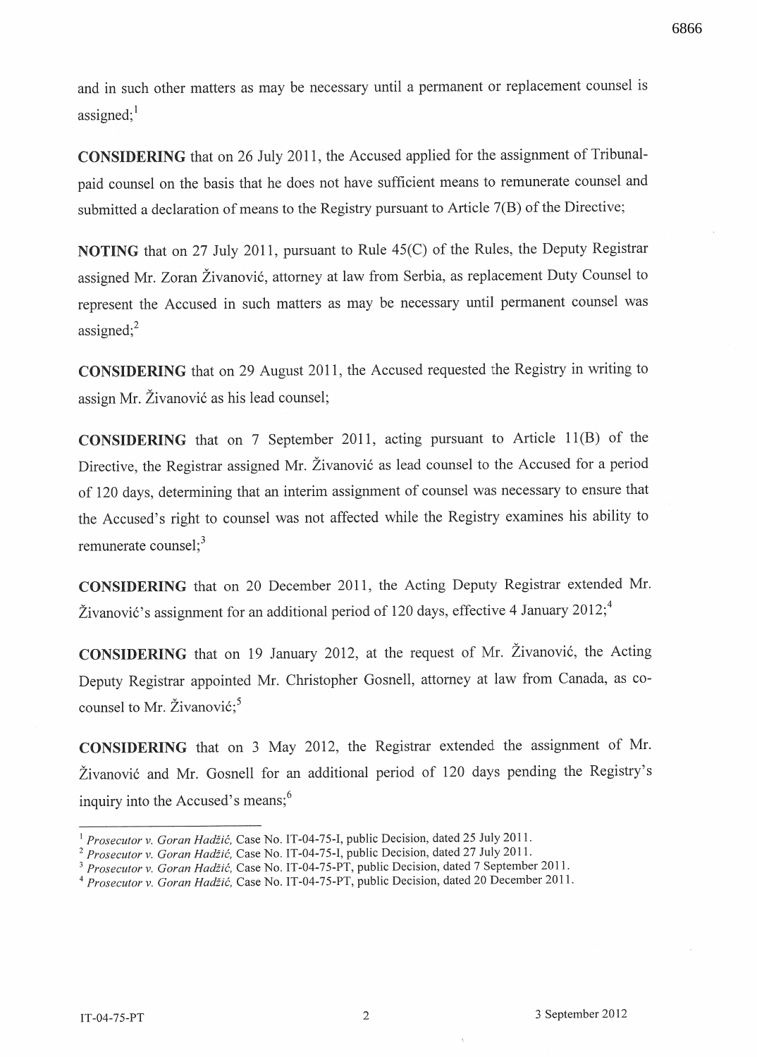and in such other matters as may be necessary until a permanent or replacement counsel is assigned;[1]

**CONSIDERING** that on 26 July 2011, the Accused applied for the assignment of Tribunal-paid counsel on the basis that he does not have sufficient means to remunerate counsel and submitted a declaration of means to the Registry pursuant to Article 7(B) of the Directive;

**NOTING** that on 27 July 2011, pursuant to Rule 45(C) of the Rules, the Deputy Registrar assigned Mr. Zoran Živanović, attorney at law from Serbia, as replacement Duty Counsel to represent the Accused in such matters as may be necessary until permanent counsel was assigned;[2]

**CONSIDERING** that on 29 August 2011, the Accused requested the Registry in writing to assign Mr. Živanović as his lead counsel;

**CONSIDERING** that on 7 September 2011, acting pursuant to Article 11(B) of the Directive, the Registrar assigned Mr. Živanović as lead counsel to the Accused for a period of 120 days, determining that an interim assignment of counsel was necessary to ensure that the Accused's right to counsel was not affected while the Registry examines his ability to remunerate counsel;[3]

**CONSIDERING** that on 20 December 2011, the Acting Deputy Registrar extended Mr. Živanović's assignment for an additional period of 120 days, effective 4 January 2012;[4]

**CONSIDERING** that on 19 January 2012, at the request of Mr. Živanović, the Acting Deputy Registrar appointed Mr. Christopher Gosnell, attorney at law from Canada, as co-counsel to Mr. Živanović;[5]

**CONSIDERING** that on 3 May 2012, the Registrar extended the assignment of Mr. Živanović and Mr. Gosnell for an additional period of 120 days pending the Registry's inquiry into the Accused's means;[6]

---

[1] *Prosecutor v. Goran Hadžić*, Case No. IT-04-75-I, public Decision, dated 25 July 2011.

[2] *Prosecutor v. Goran Hadžić*, Case No. IT-04-75-I, public Decision, dated 27 July 2011.

[3] *Prosecutor v. Goran Hadžić*, Case No. IT-04-75-PT, public Decision, dated 7 September 2011.

[4] *Prosecutor v. Goran Hadžić*, Case No. IT-04-75-PT, public Decision, dated 20 December 2011.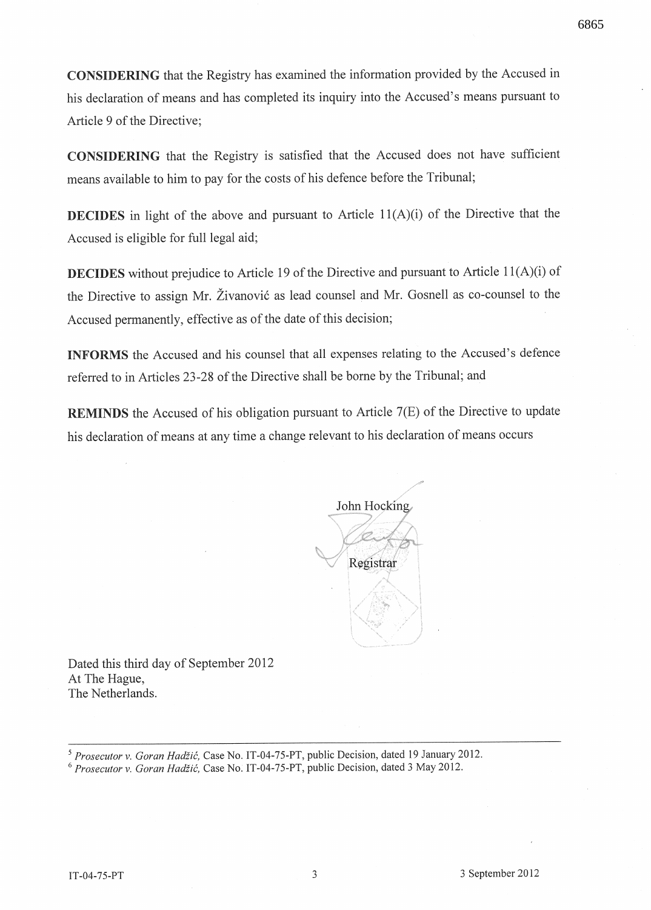**CONSIDERING** that the Registry has examined the information provided by the Accused in his declaration of means and has completed its inquiry into the Accused's means pursuant to Article 9 of the Directive;

**CONSIDERING** that the Registry is satisfied that the Accused does not have sufficient means available to him to pay for the costs of his defence before the Tribunal;

**DECIDES** in light of the above and pursuant to Article 11(A)(i) of the Directive that the Accused is eligible for full legal aid;

**DECIDES** without prejudice to Article 19 of the Directive and pursuant to Article 11(A)(i) of the Directive to assign Mr. Živanović as lead counsel and Mr. Gosnell as co-counsel to the Accused permanently, effective as of the date of this decision;

**INFORMS** the Accused and his counsel that all expenses relating to the Accused's defence referred to in Articles 23-28 of the Directive shall be borne by the Tribunal; and

**REMINDS** the Accused of his obligation pursuant to Article 7(E) of the Directive to update his declaration of means at any time a change relevant to his declaration of means occurs

John Hocking

Registrar

Dated this third day of September 2012
At The Hague,
The Netherlands.

---

[5] *Prosecutor v. Goran Hadžić,* Case No. IT-04-75-PT, public Decision, dated 19 January 2012.

[6] *Prosecutor v. Goran Hadžić,* Case No. IT-04-75-PT, public Decision, dated 3 May 2012.